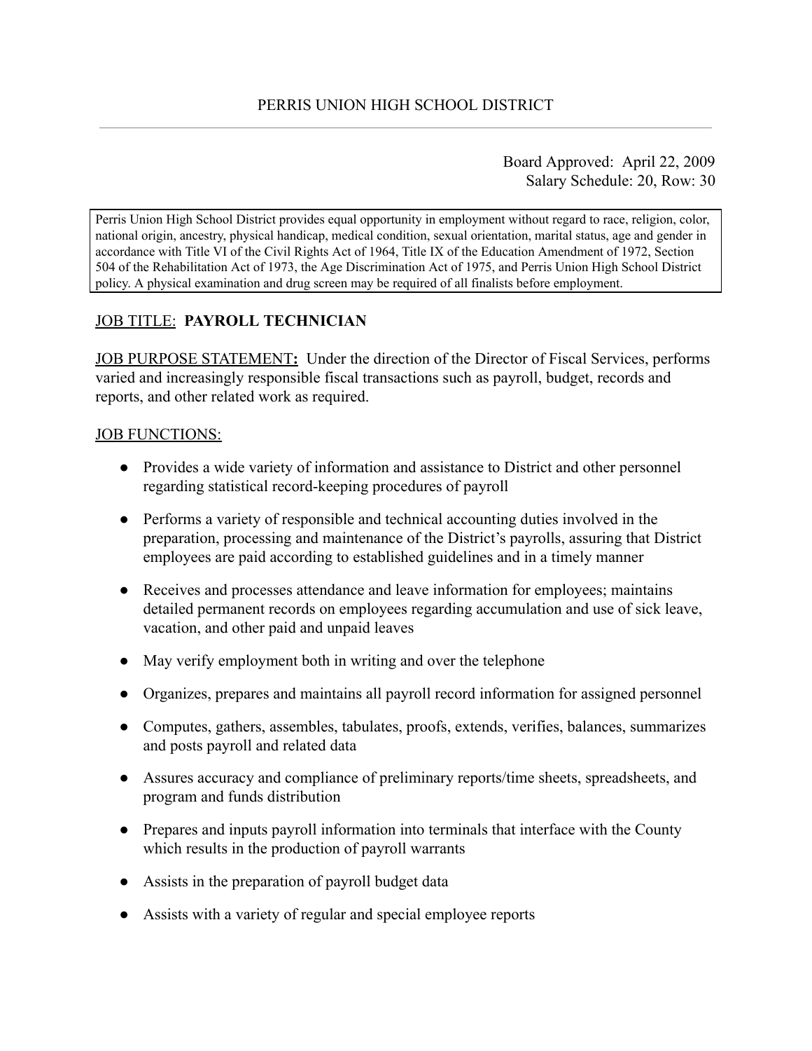# PERRIS UNION HIGH SCHOOL DISTRICT

Board Approved: April 22, 2009
Salary Schedule: 20, Row: 30

Perris Union High School District provides equal opportunity in employment without regard to race, religion, color, national origin, ancestry, physical handicap, medical condition, sexual orientation, marital status, age and gender in accordance with Title VI of the Civil Rights Act of 1964, Title IX of the Education Amendment of 1972, Section 504 of the Rehabilitation Act of 1973, the Age Discrimination Act of 1975, and Perris Union High School District policy. A physical examination and drug screen may be required of all finalists before employment.

JOB TITLE: **PAYROLL TECHNICIAN**

JOB PURPOSE STATEMENT**:** Under the direction of the Director of Fiscal Services, performs varied and increasingly responsible fiscal transactions such as payroll, budget, records and reports, and other related work as required.

JOB FUNCTIONS:

- Provides a wide variety of information and assistance to District and other personnel regarding statistical record-keeping procedures of payroll
- Performs a variety of responsible and technical accounting duties involved in the preparation, processing and maintenance of the District's payrolls, assuring that District employees are paid according to established guidelines and in a timely manner
- Receives and processes attendance and leave information for employees; maintains detailed permanent records on employees regarding accumulation and use of sick leave, vacation, and other paid and unpaid leaves
- May verify employment both in writing and over the telephone
- Organizes, prepares and maintains all payroll record information for assigned personnel
- Computes, gathers, assembles, tabulates, proofs, extends, verifies, balances, summarizes and posts payroll and related data
- Assures accuracy and compliance of preliminary reports/time sheets, spreadsheets, and program and funds distribution
- Prepares and inputs payroll information into terminals that interface with the County which results in the production of payroll warrants
- Assists in the preparation of payroll budget data
- Assists with a variety of regular and special employee reports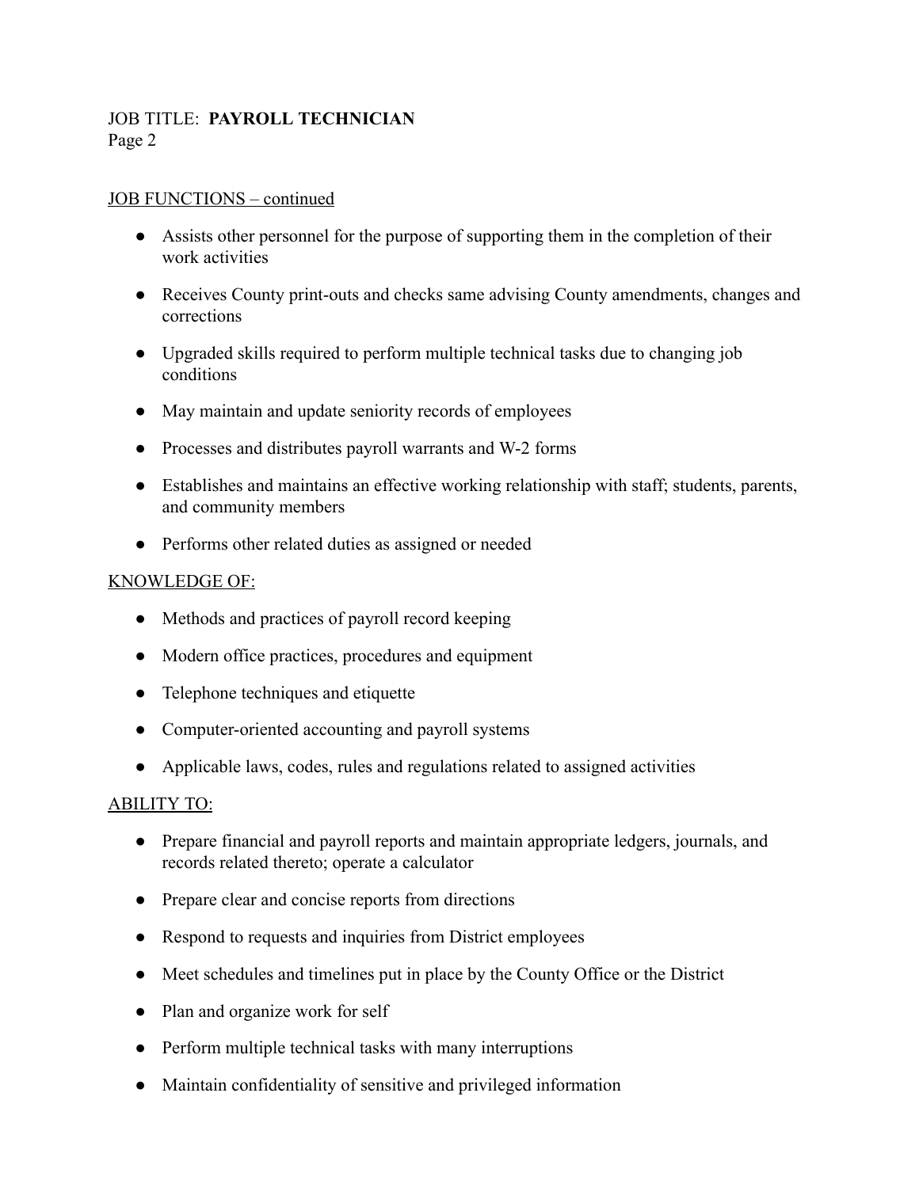## JOB FUNCTIONS – continued

- Assists other personnel for the purpose of supporting them in the completion of their work activities
- Receives County print-outs and checks same advising County amendments, changes and corrections
- Upgraded skills required to perform multiple technical tasks due to changing job conditions
- May maintain and update seniority records of employees
- Processes and distributes payroll warrants and W-2 forms
- Establishes and maintains an effective working relationship with staff; students, parents, and community members
- Performs other related duties as assigned or needed

## KNOWLEDGE OF:

- Methods and practices of payroll record keeping
- Modern office practices, procedures and equipment
- Telephone techniques and etiquette
- Computer-oriented accounting and payroll systems
- Applicable laws, codes, rules and regulations related to assigned activities

## ABILITY TO:

- Prepare financial and payroll reports and maintain appropriate ledgers, journals, and records related thereto; operate a calculator
- Prepare clear and concise reports from directions
- Respond to requests and inquiries from District employees
- Meet schedules and timelines put in place by the County Office or the District
- Plan and organize work for self
- Perform multiple technical tasks with many interruptions
- Maintain confidentiality of sensitive and privileged information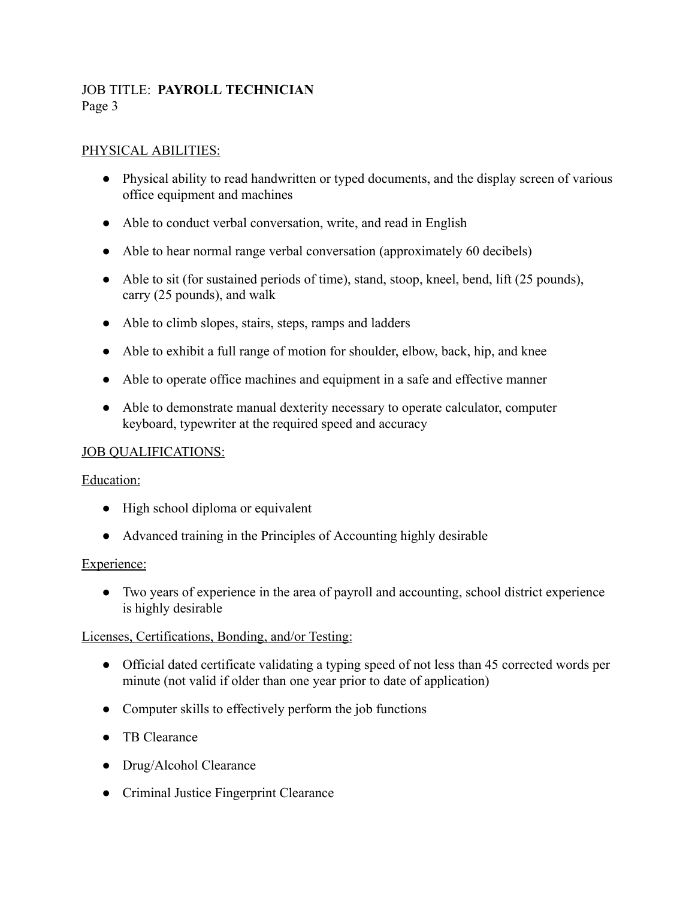## PHYSICAL ABILITIES:

- Physical ability to read handwritten or typed documents, and the display screen of various office equipment and machines
- Able to conduct verbal conversation, write, and read in English
- Able to hear normal range verbal conversation (approximately 60 decibels)
- Able to sit (for sustained periods of time), stand, stoop, kneel, bend, lift (25 pounds), carry (25 pounds), and walk
- Able to climb slopes, stairs, steps, ramps and ladders
- Able to exhibit a full range of motion for shoulder, elbow, back, hip, and knee
- Able to operate office machines and equipment in a safe and effective manner
- Able to demonstrate manual dexterity necessary to operate calculator, computer keyboard, typewriter at the required speed and accuracy

## JOB QUALIFICATIONS:

### Education:

- High school diploma or equivalent
- Advanced training in the Principles of Accounting highly desirable

### Experience:

- Two years of experience in the area of payroll and accounting, school district experience is highly desirable

### Licenses, Certifications, Bonding, and/or Testing:

- Official dated certificate validating a typing speed of not less than 45 corrected words per minute (not valid if older than one year prior to date of application)
- Computer skills to effectively perform the job functions
- TB Clearance
- Drug/Alcohol Clearance
- Criminal Justice Fingerprint Clearance